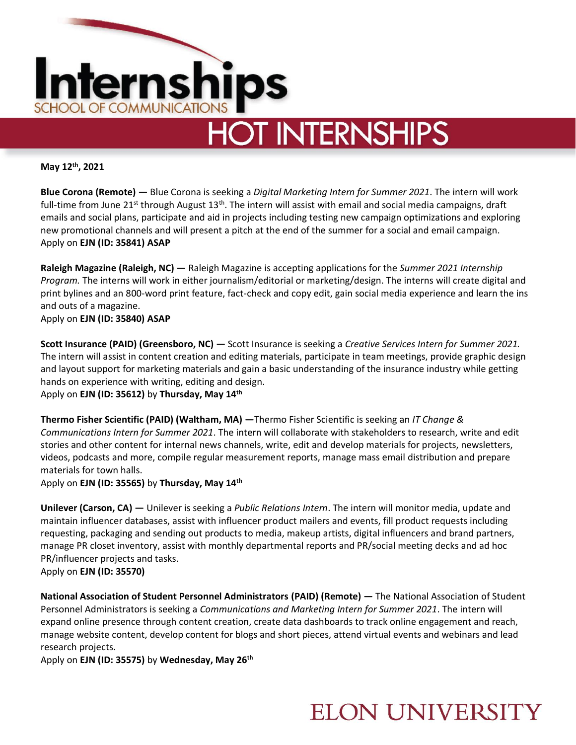# Internships

SCHOOL OF COMMUNICATIONS

## HOT INTERNSHIPS

**May 12th, 2021**

**Blue Corona (Remote) —** Blue Corona is seeking a *Digital Marketing Intern for Summer 2021*. The intern will work full-time from June 21st through August 13th. The intern will assist with email and social media campaigns, draft emails and social plans, participate and aid in projects including testing new campaign optimizations and exploring new promotional channels and will present a pitch at the end of the summer for a social and email campaign.
Apply on **EJN (ID: 35841) ASAP**

**Raleigh Magazine (Raleigh, NC) —** Raleigh Magazine is accepting applications for the *Summer 2021 Internship Program.* The interns will work in either journalism/editorial or marketing/design. The interns will create digital and print bylines and an 800-word print feature, fact-check and copy edit, gain social media experience and learn the ins and outs of a magazine.
Apply on **EJN (ID: 35840) ASAP**

**Scott Insurance (PAID) (Greensboro, NC) —** Scott Insurance is seeking a *Creative Services Intern for Summer 2021.* The intern will assist in content creation and editing materials, participate in team meetings, provide graphic design and layout support for marketing materials and gain a basic understanding of the insurance industry while getting hands on experience with writing, editing and design.
Apply on **EJN (ID: 35612)** by **Thursday, May 14th**

**Thermo Fisher Scientific (PAID) (Waltham, MA) —**Thermo Fisher Scientific is seeking an *IT Change & Communications Intern for Summer 2021*. The intern will collaborate with stakeholders to research, write and edit stories and other content for internal news channels, write, edit and develop materials for projects, newsletters, videos, podcasts and more, compile regular measurement reports, manage mass email distribution and prepare materials for town halls.
Apply on **EJN (ID: 35565)** by **Thursday, May 14th**

**Unilever (Carson, CA) —** Unilever is seeking a *Public Relations Intern*. The intern will monitor media, update and maintain influencer databases, assist with influencer product mailers and events, fill product requests including requesting, packaging and sending out products to media, makeup artists, digital influencers and brand partners, manage PR closet inventory, assist with monthly departmental reports and PR/social meeting decks and ad hoc PR/influencer projects and tasks.
Apply on **EJN (ID: 35570)**

**National Association of Student Personnel Administrators (PAID) (Remote) —** The National Association of Student Personnel Administrators is seeking a *Communications and Marketing Intern for Summer 2021*. The intern will expand online presence through content creation, create data dashboards to track online engagement and reach, manage website content, develop content for blogs and short pieces, attend virtual events and webinars and lead research projects.
Apply on **EJN (ID: 35575)** by **Wednesday, May 26th**

ELON UNIVERSITY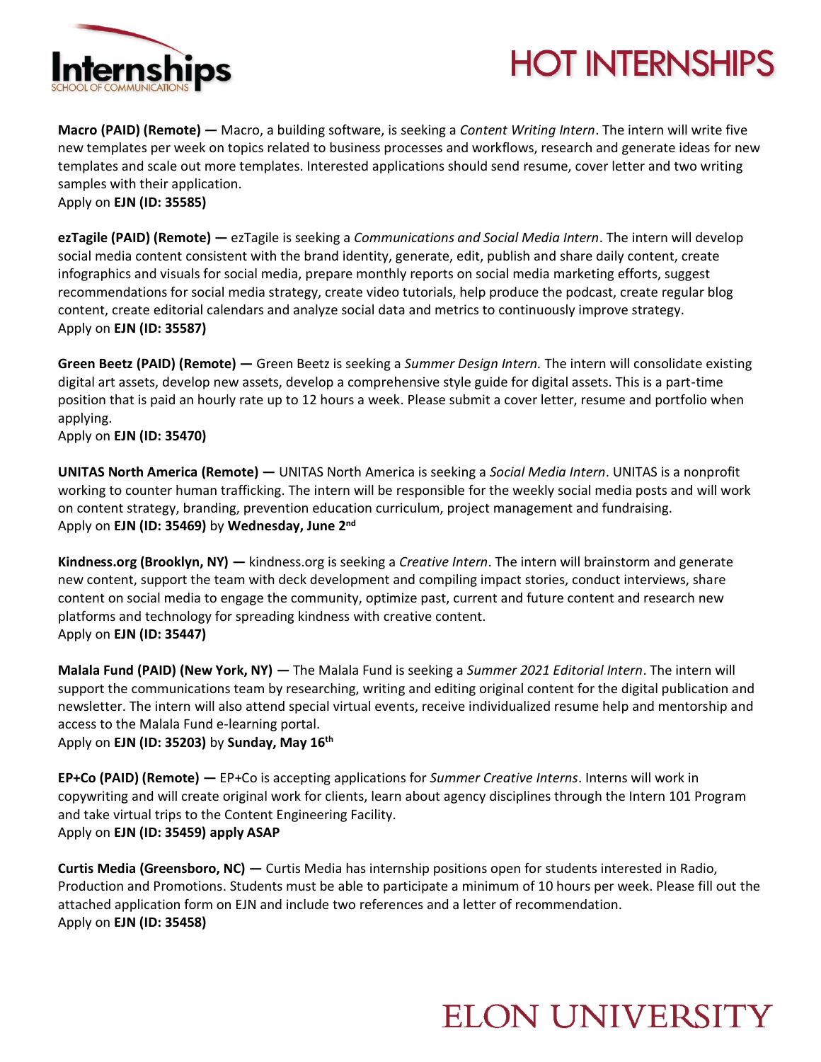**Macro (PAID) (Remote) —** Macro, a building software, is seeking a *Content Writing Intern*. The intern will write five new templates per week on topics related to business processes and workflows, research and generate ideas for new templates and scale out more templates. Interested applications should send resume, cover letter and two writing samples with their application.
Apply on **EJN (ID: 35585)**

**ezTagile (PAID) (Remote) —** ezTagile is seeking a *Communications and Social Media Intern*. The intern will develop social media content consistent with the brand identity, generate, edit, publish and share daily content, create infographics and visuals for social media, prepare monthly reports on social media marketing efforts, suggest recommendations for social media strategy, create video tutorials, help produce the podcast, create regular blog content, create editorial calendars and analyze social data and metrics to continuously improve strategy.
Apply on **EJN (ID: 35587)**

**Green Beetz (PAID) (Remote) —** Green Beetz is seeking a *Summer Design Intern.* The intern will consolidate existing digital art assets, develop new assets, develop a comprehensive style guide for digital assets. This is a part-time position that is paid an hourly rate up to 12 hours a week. Please submit a cover letter, resume and portfolio when applying.
Apply on **EJN (ID: 35470)**

**UNITAS North America (Remote) —** UNITAS North America is seeking a *Social Media Intern*. UNITAS is a nonprofit working to counter human trafficking. The intern will be responsible for the weekly social media posts and will work on content strategy, branding, prevention education curriculum, project management and fundraising.
Apply on **EJN (ID: 35469)** by **Wednesday, June 2nd**

**Kindness.org (Brooklyn, NY) —** kindness.org is seeking a *Creative Intern*. The intern will brainstorm and generate new content, support the team with deck development and compiling impact stories, conduct interviews, share content on social media to engage the community, optimize past, current and future content and research new platforms and technology for spreading kindness with creative content.
Apply on **EJN (ID: 35447)**

**Malala Fund (PAID) (New York, NY) —** The Malala Fund is seeking a *Summer 2021 Editorial Intern*. The intern will support the communications team by researching, writing and editing original content for the digital publication and newsletter. The intern will also attend special virtual events, receive individualized resume help and mentorship and access to the Malala Fund e-learning portal.
Apply on **EJN (ID: 35203)** by **Sunday, May 16th**

**EP+Co (PAID) (Remote) —** EP+Co is accepting applications for *Summer Creative Interns*. Interns will work in copywriting and will create original work for clients, learn about agency disciplines through the Intern 101 Program and take virtual trips to the Content Engineering Facility.
Apply on **EJN (ID: 35459) apply ASAP**

**Curtis Media (Greensboro, NC) —** Curtis Media has internship positions open for students interested in Radio, Production and Promotions. Students must be able to participate a minimum of 10 hours per week. Please fill out the attached application form on EJN and include two references and a letter of recommendation.
Apply on **EJN (ID: 35458)**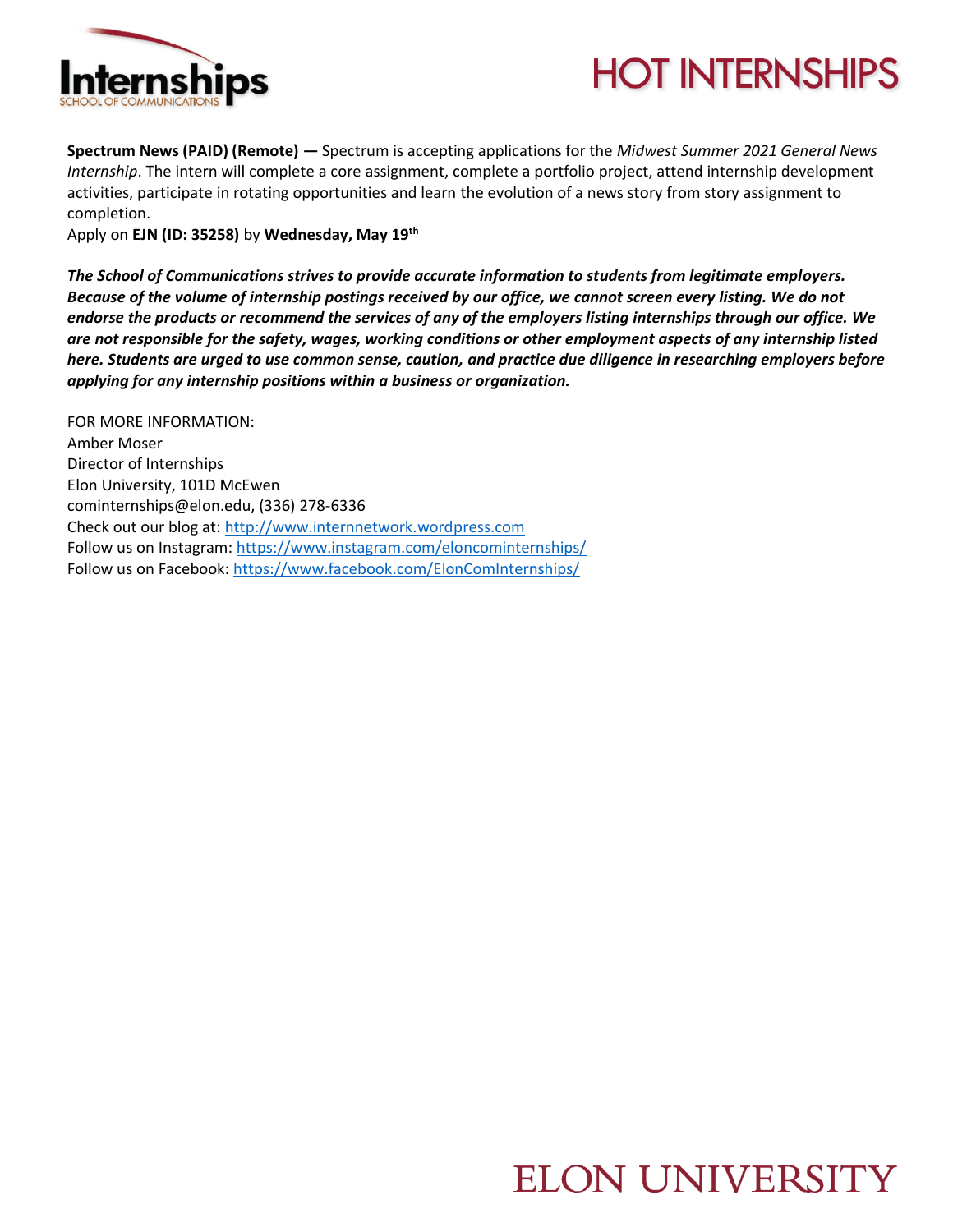**Spectrum News (PAID) (Remote) —** Spectrum is accepting applications for the *Midwest Summer 2021 General News Internship*. The intern will complete a core assignment, complete a portfolio project, attend internship development activities, participate in rotating opportunities and learn the evolution of a news story from story assignment to completion.

Apply on **EJN (ID: 35258)** by **Wednesday, May 19th**

***The School of Communications strives to provide accurate information to students from legitimate employers. Because of the volume of internship postings received by our office, we cannot screen every listing. We do not endorse the products or recommend the services of any of the employers listing internships through our office. We are not responsible for the safety, wages, working conditions or other employment aspects of any internship listed here. Students are urged to use common sense, caution, and practice due diligence in researching employers before applying for any internship positions within a business or organization.***

FOR MORE INFORMATION:
Amber Moser
Director of Internships
Elon University, 101D McEwen
cominternships@elon.edu, (336) 278-6336
Check out our blog at: http://www.internnetwork.wordpress.com
Follow us on Instagram: https://www.instagram.com/eloncominternships/
Follow us on Facebook: https://www.facebook.com/ElonComInternships/